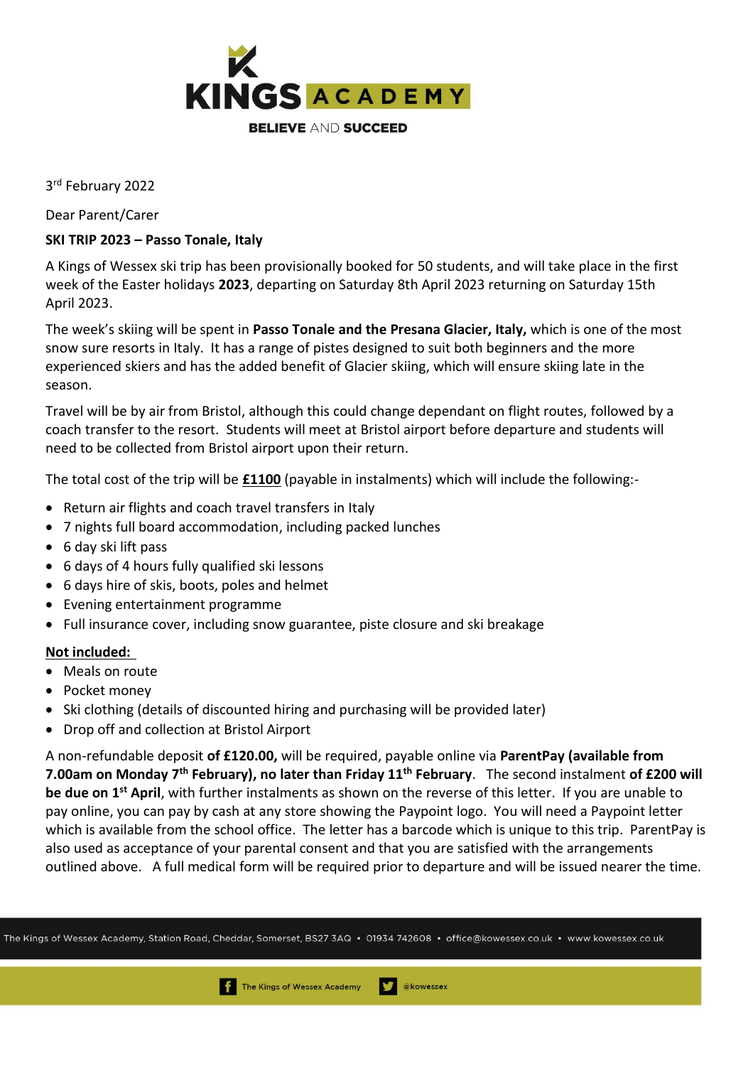KINGS ACADEMY

BELIEVE AND SUCCEED

3rd February 2022

Dear Parent/Carer

**SKI TRIP 2023 – Passo Tonale, Italy**

A Kings of Wessex ski trip has been provisionally booked for 50 students, and will take place in the first week of the Easter holidays **2023**, departing on Saturday 8th April 2023 returning on Saturday 15th April 2023.

The week's skiing will be spent in **Passo Tonale and the Presana Glacier, Italy,** which is one of the most snow sure resorts in Italy. It has a range of pistes designed to suit both beginners and the more experienced skiers and has the added benefit of Glacier skiing, which will ensure skiing late in the season.

Travel will be by air from Bristol, although this could change dependant on flight routes, followed by a coach transfer to the resort. Students will meet at Bristol airport before departure and students will need to be collected from Bristol airport upon their return.

The total cost of the trip will be **£1100** (payable in instalments) which will include the following:-

- Return air flights and coach travel transfers in Italy
- 7 nights full board accommodation, including packed lunches
- 6 day ski lift pass
- 6 days of 4 hours fully qualified ski lessons
- 6 days hire of skis, boots, poles and helmet
- Evening entertainment programme
- Full insurance cover, including snow guarantee, piste closure and ski breakage

**Not included:**

- Meals on route
- Pocket money
- Ski clothing (details of discounted hiring and purchasing will be provided later)
- Drop off and collection at Bristol Airport

A non-refundable deposit **of £120.00,** will be required, payable online via **ParentPay (available from 7.00am on Monday 7th February), no later than Friday 11th February**. The second instalment **of £200 will be due on 1st April**, with further instalments as shown on the reverse of this letter. If you are unable to pay online, you can pay by cash at any store showing the Paypoint logo. You will need a Paypoint letter which is available from the school office. The letter has a barcode which is unique to this trip. ParentPay is also used as acceptance of your parental consent and that you are satisfied with the arrangements outlined above. A full medical form will be required prior to departure and will be issued nearer the time.

The Kings of Wessex Academy, Station Road, Cheddar, Somerset, BS27 3AQ • 01934 742608 • office@kowessex.co.uk • www.kowessex.co.uk

The Kings of Wessex Academy @kowessex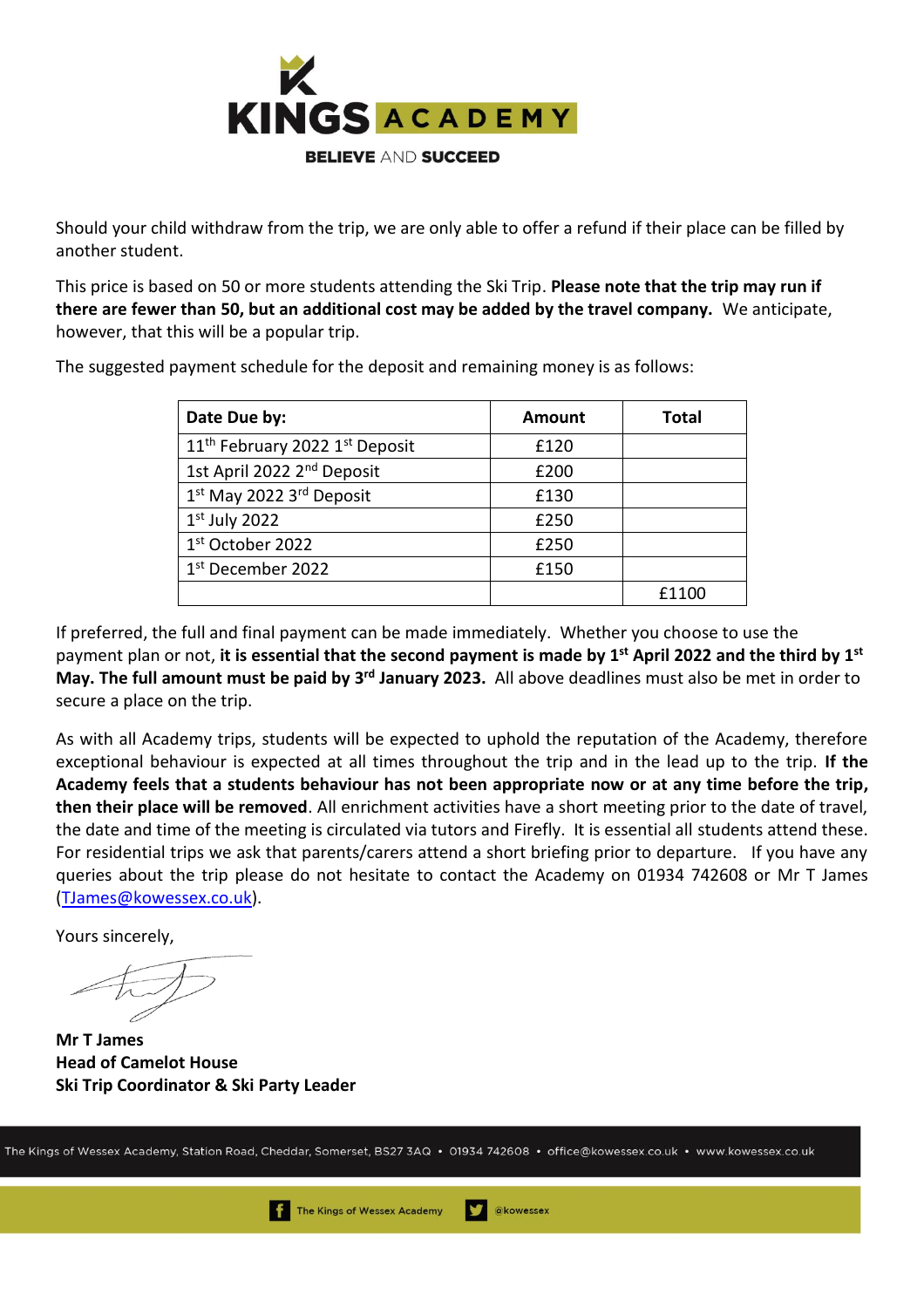Should your child withdraw from the trip, we are only able to offer a refund if their place can be filled by another student.

This price is based on 50 or more students attending the Ski Trip. **Please note that the trip may run if there are fewer than 50, but an additional cost may be added by the travel company.** We anticipate, however, that this will be a popular trip.

The suggested payment schedule for the deposit and remaining money is as follows:

| Date Due by: | Amount | Total |
|---|---|---|
| 11th February 2022 1st Deposit | £120 | |
| 1st April 2022 2nd Deposit | £200 | |
| 1st May 2022 3rd Deposit | £130 | |
| 1st July 2022 | £250 | |
| 1st October 2022 | £250 | |
| 1st December 2022 | £150 | |
| | | £1100 |

If preferred, the full and final payment can be made immediately. Whether you choose to use the payment plan or not, **it is essential that the second payment is made by 1st April 2022 and the third by 1st May. The full amount must be paid by 3rd January 2023.** All above deadlines must also be met in order to secure a place on the trip.

As with all Academy trips, students will be expected to uphold the reputation of the Academy, therefore exceptional behaviour is expected at all times throughout the trip and in the lead up to the trip. **If the Academy feels that a students behaviour has not been appropriate now or at any time before the trip, then their place will be removed**. All enrichment activities have a short meeting prior to the date of travel, the date and time of the meeting is circulated via tutors and Firefly. It is essential all students attend these. For residential trips we ask that parents/carers attend a short briefing prior to departure. If you have any queries about the trip please do not hesitate to contact the Academy on 01934 742608 or Mr T James (TJames@kowessex.co.uk).

Yours sincerely,

**Mr T James**
**Head of Camelot House**
**Ski Trip Coordinator & Ski Party Leader**